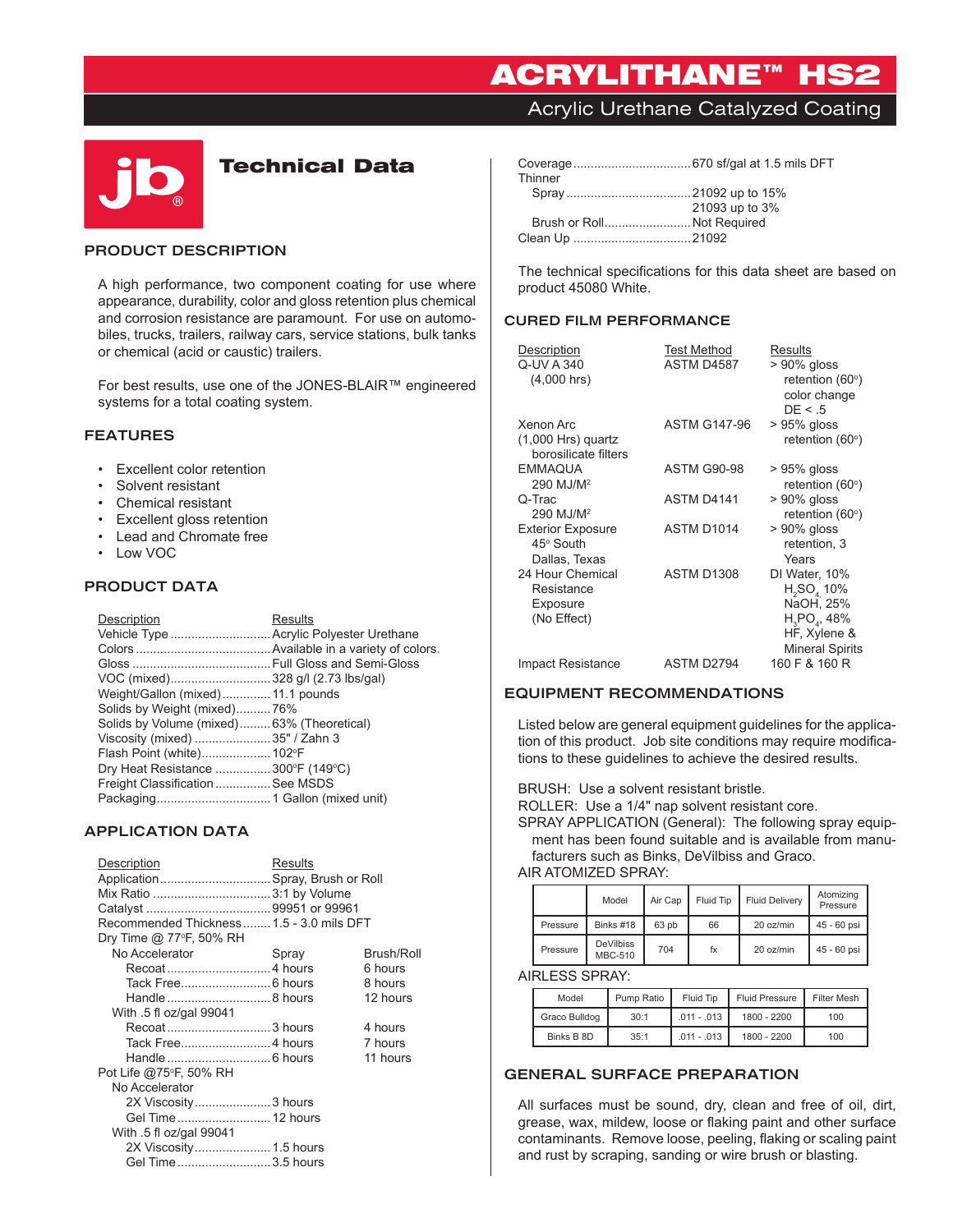# ACRYLITHANE™ HS2

## Acrylic Urethane Catalyzed Coating

# Technical Data

## PRODUCT DESCRIPTION

A high performance, two component coating for use where appearance, durability, color and gloss retention plus chemical and corrosion resistance are paramount. For use on automobiles, trucks, trailers, railway cars, service stations, bulk tanks or chemical (acid or caustic) trailers.

For best results, use one of the JONES-BLAIR™ engineered systems for a total coating system.

## FEATURES

- Excellent color retention
- Solvent resistant
- Chemical resistant
- Excellent gloss retention
- Lead and Chromate free
- Low VOC

## PRODUCT DATA

| Description | Results |
|---|---|
| Vehicle Type | Acrylic Polyester Urethane |
| Colors | Available in a variety of colors. |
| Gloss | Full Gloss and Semi-Gloss |
| VOC (mixed) | 328 g/l (2.73 lbs/gal) |
| Weight/Gallon (mixed) | 11.1 pounds |
| Solids by Weight (mixed) | 76% |
| Solids by Volume (mixed) | 63% (Theoretical) |
| Viscosity (mixed) | 35" / Zahn 3 |
| Flash Point (white) | 102°F |
| Dry Heat Resistance | 300°F (149°C) |
| Freight Classification | See MSDS |
| Packaging | 1 Gallon (mixed unit) |

## APPLICATION DATA

| Description | Results | |
|---|---|---|
| Application | Spray, Brush or Roll | |
| Mix Ratio | 3:1 by Volume | |
| Catalyst | 99951 or 99961 | |
| Recommended Thickness | 1.5 - 3.0 mils DFT | |
| Dry Time @ 77°F, 50% RH | | |
| No Accelerator | Spray | Brush/Roll |
| Recoat | 4 hours | 6 hours |
| Tack Free | 6 hours | 8 hours |
| Handle | 8 hours | 12 hours |
| With .5 fl oz/gal 99041 | | |
| Recoat | 3 hours | 4 hours |
| Tack Free | 4 hours | 7 hours |
| Handle | 6 hours | 11 hours |
| Pot Life @75°F, 50% RH | | |
| No Accelerator | | |
| 2X Viscosity | 3 hours | |
| Gel Time | 12 hours | |
| With .5 fl oz/gal 99041 | | |
| 2X Viscosity | 1.5 hours | |
| Gel Time | 3.5 hours | |

| | |
|---|---|
| Coverage | 670 sf/gal at 1.5 mils DFT |
| Thinner | |
| Spray | 21092 up to 15% |
| | 21093 up to 3% |
| Brush or Roll | Not Required |
| Clean Up | 21092 |

The technical specifications for this data sheet are based on product 45080 White.

## CURED FILM PERFORMANCE

| Description | Test Method | Results |
|---|---|---|
| Q-UV A 340 (4,000 hrs) | ASTM D4587 | > 90% gloss retention (60°) color change DE < .5 |
| Xenon Arc (1,000 Hrs) quartz borosilicate filters | ASTM G147-96 | > 95% gloss retention (60°) |
| EMMAQUA 290 MJ/M² | ASTM G90-98 | > 95% gloss retention (60°) |
| Q-Trac 290 MJ/M² | ASTM D4141 | > 90% gloss retention (60°) |
| Exterior Exposure 45° South Dallas, Texas | ASTM D1014 | > 90% gloss retention, 3 Years |
| 24 Hour Chemical Resistance Exposure (No Effect) | ASTM D1308 | DI Water, 10% $H_2SO_4$, 10% NaOH, 25% $H_3PO_4$, 48% HF, Xylene & Mineral Spirits |
| Impact Resistance | ASTM D2794 | 160 F & 160 R |

## EQUIPMENT RECOMMENDATIONS

Listed below are general equipment guidelines for the application of this product. Job site conditions may require modifications to these guidelines to achieve the desired results.

BRUSH: Use a solvent resistant bristle.
ROLLER: Use a 1/4" nap solvent resistant core.
SPRAY APPLICATION (General): The following spray equipment has been found suitable and is available from manufacturers such as Binks, DeVilbiss and Graco.
AIR ATOMIZED SPRAY:

| | Model | Air Cap | Fluid Tip | Fluid Delivery | Atomizing Pressure |
|---|---|---|---|---|---|
| Pressure | Binks #18 | 63 pb | 66 | 20 oz/min | 45 - 60 psi |
| Pressure | DeVilbiss MBC-510 | 704 | fx | 20 oz/min | 45 - 60 psi |

AIRLESS SPRAY:

| Model | Pump Ratio | Fluid Tip | Fluid Pressure | Filter Mesh |
|---|---|---|---|---|
| Graco Bulldog | 30:1 | .011 - .013 | 1800 - 2200 | 100 |
| Binks B 8D | 35:1 | .011 - .013 | 1800 - 2200 | 100 |

## GENERAL SURFACE PREPARATION

All surfaces must be sound, dry, clean and free of oil, dirt, grease, wax, mildew, loose or flaking paint and other surface contaminants. Remove loose, peeling, flaking or scaling paint and rust by scraping, sanding or wire brush or blasting.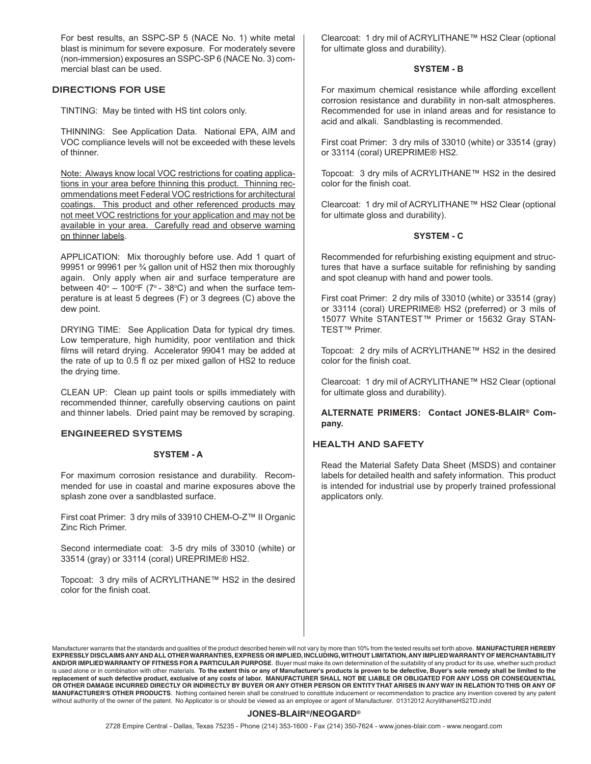For best results, an SSPC-SP 5 (NACE No. 1) white metal blast is minimum for severe exposure. For moderately severe (non-immersion) exposures an SSPC-SP 6 (NACE No. 3) commercial blast can be used.

## DIRECTIONS FOR USE

TINTING: May be tinted with HS tint colors only.

THINNING: See Application Data. National EPA, AIM and VOC compliance levels will not be exceeded with these levels of thinner.

<u>Note: Always know local VOC restrictions for coating applications in your area before thinning this product. Thinning recommendations meet Federal VOC restrictions for architectural coatings. This product and other referenced products may not meet VOC restrictions for your application and may not be available in your area. Carefully read and observe warning on thinner labels</u>.

APPLICATION: Mix thoroughly before use. Add 1 quart of 99951 or 99961 per ¾ gallon unit of HS2 then mix thoroughly again. Only apply when air and surface temperature are between 40° – 100°F (7° - 38°C) and when the surface temperature is at least 5 degrees (F) or 3 degrees (C) above the dew point.

DRYING TIME: See Application Data for typical dry times. Low temperature, high humidity, poor ventilation and thick films will retard drying. Accelerator 99041 may be added at the rate of up to 0.5 fl oz per mixed gallon of HS2 to reduce the drying time.

CLEAN UP: Clean up paint tools or spills immediately with recommended thinner, carefully observing cautions on paint and thinner labels. Dried paint may be removed by scraping.

## ENGINEERED SYSTEMS

### SYSTEM - A

For maximum corrosion resistance and durability. Recommended for use in coastal and marine exposures above the splash zone over a sandblasted surface.

First coat Primer: 3 dry mils of 33910 CHEM-O-Z™ II Organic Zinc Rich Primer.

Second intermediate coat: 3-5 dry mils of 33010 (white) or 33514 (gray) or 33114 (coral) UREPRIME® HS2.

Topcoat: 3 dry mils of ACRYLITHANE™ HS2 in the desired color for the finish coat.

Clearcoat: 1 dry mil of ACRYLITHANE™ HS2 Clear (optional for ultimate gloss and durability).

### SYSTEM - B

For maximum chemical resistance while affording excellent corrosion resistance and durability in non-salt atmospheres. Recommended for use in inland areas and for resistance to acid and alkali. Sandblasting is recommended.

First coat Primer: 3 dry mils of 33010 (white) or 33514 (gray) or 33114 (coral) UREPRIME® HS2.

Topcoat: 3 dry mils of ACRYLITHANE™ HS2 in the desired color for the finish coat.

Clearcoat: 1 dry mil of ACRYLITHANE™ HS2 Clear (optional for ultimate gloss and durability).

### SYSTEM - C

Recommended for refurbishing existing equipment and structures that have a surface suitable for refinishing by sanding and spot cleanup with hand and power tools.

First coat Primer: 2 dry mils of 33010 (white) or 33514 (gray) or 33114 (coral) UREPRIME® HS2 (preferred) or 3 mils of 15077 White STANTEST™ Primer or 15632 Gray STANTEST™ Primer.

Topcoat: 2 dry mils of ACRYLITHANE™ HS2 in the desired color for the finish coat.

Clearcoat: 1 dry mil of ACRYLITHANE™ HS2 Clear (optional for ultimate gloss and durability).

**ALTERNATE PRIMERS: Contact JONES-BLAIR® Company.**

## HEALTH AND SAFETY

Read the Material Safety Data Sheet (MSDS) and container labels for detailed health and safety information. This product is intended for industrial use by properly trained professional applicators only.

Manufacturer warrants that the standards and qualities of the product described herein will not vary by more than 10% from the tested results set forth above. **MANUFACTURER HEREBY EXPRESSLY DISCLAIMS ANY AND ALL OTHER WARRANTIES, EXPRESS OR IMPLIED, INCLUDING, WITHOUT LIMITATION, ANY IMPLIED WARRANTY OF MERCHANTABILITY AND/OR IMPLIED WARRANTY OF FITNESS FOR A PARTICULAR PURPOSE**. Buyer must make its own determination of the suitability of any product for its use, whether such product is used alone or in combination with other materials. **To the extent this or any of Manufacturer's products is proven to be defective, Buyer's sole remedy shall be limited to the replacement of such defective product, exclusive of any costs of labor. MANUFACTURER SHALL NOT BE LIABLE OR OBLIGATED FOR ANY LOSS OR CONSEQUENTIAL OR OTHER DAMAGE INCURRED DIRECTLY OR INDIRECTLY BY BUYER OR ANY OTHER PERSON OR ENTITY THAT ARISES IN ANY WAY IN RELATION TO THIS OR ANY OF MANUFACTURER'S OTHER PRODUCTS**. Nothing contained herein shall be construed to constitute inducement or recommendation to practice any invention covered by any patent without authority of the owner of the patent. No Applicator is or should be viewed as an employee or agent of Manufacturer. 01312012 AcrylithaneHS2TD.indd

**JONES-BLAIR®/NEOGARD®**

2728 Empire Central - Dallas, Texas 75235 - Phone (214) 353-1600 - Fax (214) 350-7624 - www.jones-blair.com - www.neogard.com